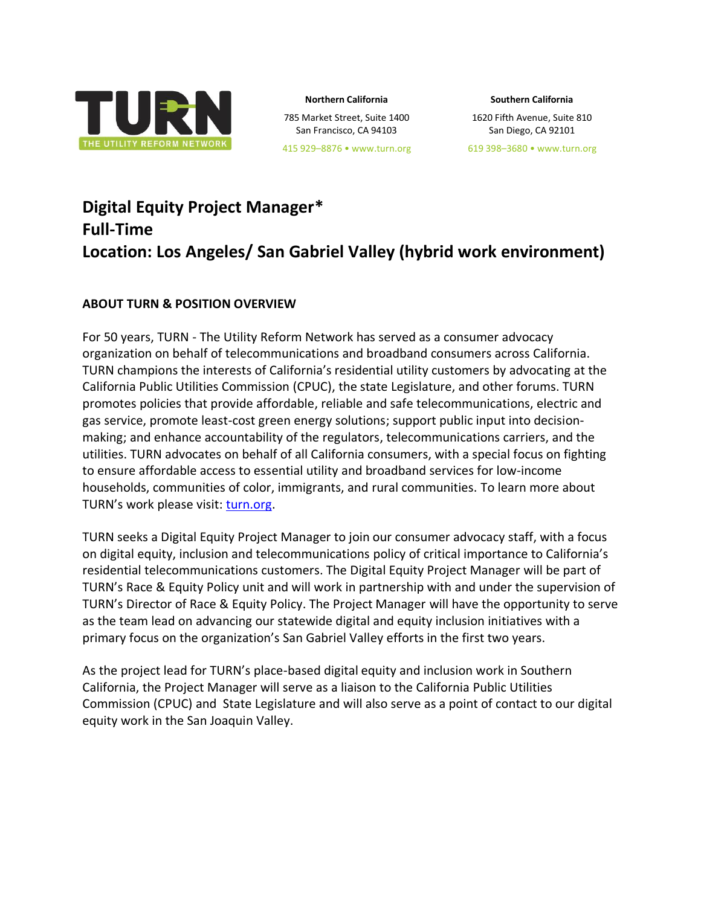TURN
THE UTILITY REFORM NETWORK

**Northern California**
785 Market Street, Suite 1400
San Francisco, CA 94103
415 929–8876 • www.turn.org

**Southern California**
1620 Fifth Avenue, Suite 810
San Diego, CA 92101
619 398–3680 • www.turn.org

# Digital Equity Project Manager*
# Full-Time
# Location: Los Angeles/ San Gabriel Valley (hybrid work environment)

## ABOUT TURN & POSITION OVERVIEW

For 50 years, TURN - The Utility Reform Network has served as a consumer advocacy organization on behalf of telecommunications and broadband consumers across California. TURN champions the interests of California's residential utility customers by advocating at the California Public Utilities Commission (CPUC), the state Legislature, and other forums. TURN promotes policies that provide affordable, reliable and safe telecommunications, electric and gas service, promote least-cost green energy solutions; support public input into decision-making; and enhance accountability of the regulators, telecommunications carriers, and the utilities. TURN advocates on behalf of all California consumers, with a special focus on fighting to ensure affordable access to essential utility and broadband services for low-income households, communities of color, immigrants, and rural communities. To learn more about TURN's work please visit: turn.org.

TURN seeks a Digital Equity Project Manager to join our consumer advocacy staff, with a focus on digital equity, inclusion and telecommunications policy of critical importance to California's residential telecommunications customers. The Digital Equity Project Manager will be part of TURN's Race & Equity Policy unit and will work in partnership with and under the supervision of TURN's Director of Race & Equity Policy. The Project Manager will have the opportunity to serve as the team lead on advancing our statewide digital and equity inclusion initiatives with a primary focus on the organization's San Gabriel Valley efforts in the first two years.

As the project lead for TURN's place-based digital equity and inclusion work in Southern California, the Project Manager will serve as a liaison to the California Public Utilities Commission (CPUC) and State Legislature and will also serve as a point of contact to our digital equity work in the San Joaquin Valley.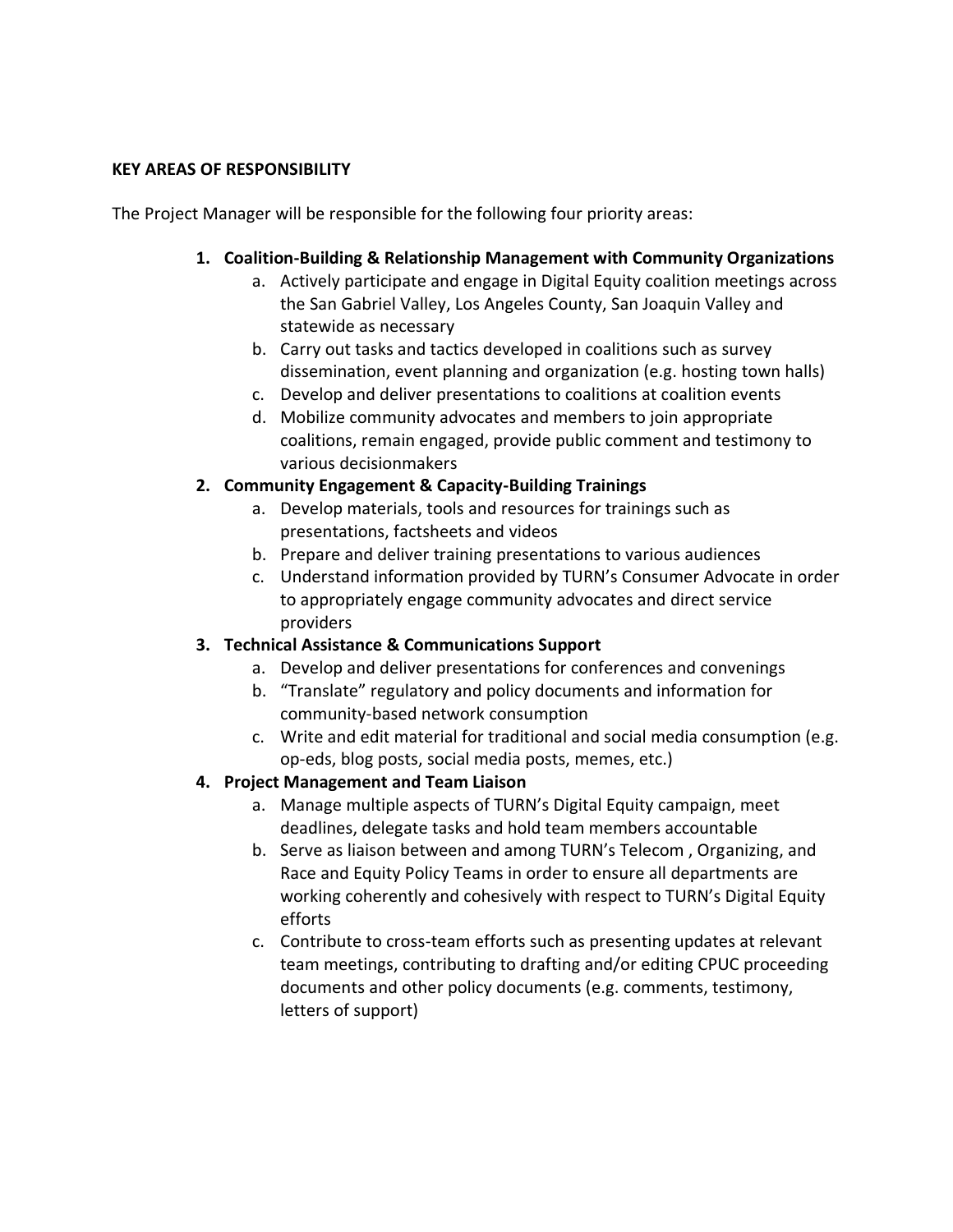**KEY AREAS OF RESPONSIBILITY**

The Project Manager will be responsible for the following four priority areas:

1. **Coalition-Building & Relationship Management with Community Organizations**
    a. Actively participate and engage in Digital Equity coalition meetings across the San Gabriel Valley, Los Angeles County, San Joaquin Valley and statewide as necessary
    b. Carry out tasks and tactics developed in coalitions such as survey dissemination, event planning and organization (e.g. hosting town halls)
    c. Develop and deliver presentations to coalitions at coalition events
    d. Mobilize community advocates and members to join appropriate coalitions, remain engaged, provide public comment and testimony to various decisionmakers
2. **Community Engagement & Capacity-Building Trainings**
    a. Develop materials, tools and resources for trainings such as presentations, factsheets and videos
    b. Prepare and deliver training presentations to various audiences
    c. Understand information provided by TURN's Consumer Advocate in order to appropriately engage community advocates and direct service providers
3. **Technical Assistance & Communications Support**
    a. Develop and deliver presentations for conferences and convenings
    b. "Translate" regulatory and policy documents and information for community-based network consumption
    c. Write and edit material for traditional and social media consumption (e.g. op-eds, blog posts, social media posts, memes, etc.)
4. **Project Management and Team Liaison**
    a. Manage multiple aspects of TURN's Digital Equity campaign, meet deadlines, delegate tasks and hold team members accountable
    b. Serve as liaison between and among TURN's Telecom , Organizing, and Race and Equity Policy Teams in order to ensure all departments are working coherently and cohesively with respect to TURN's Digital Equity efforts
    c. Contribute to cross-team efforts such as presenting updates at relevant team meetings, contributing to drafting and/or editing CPUC proceeding documents and other policy documents (e.g. comments, testimony, letters of support)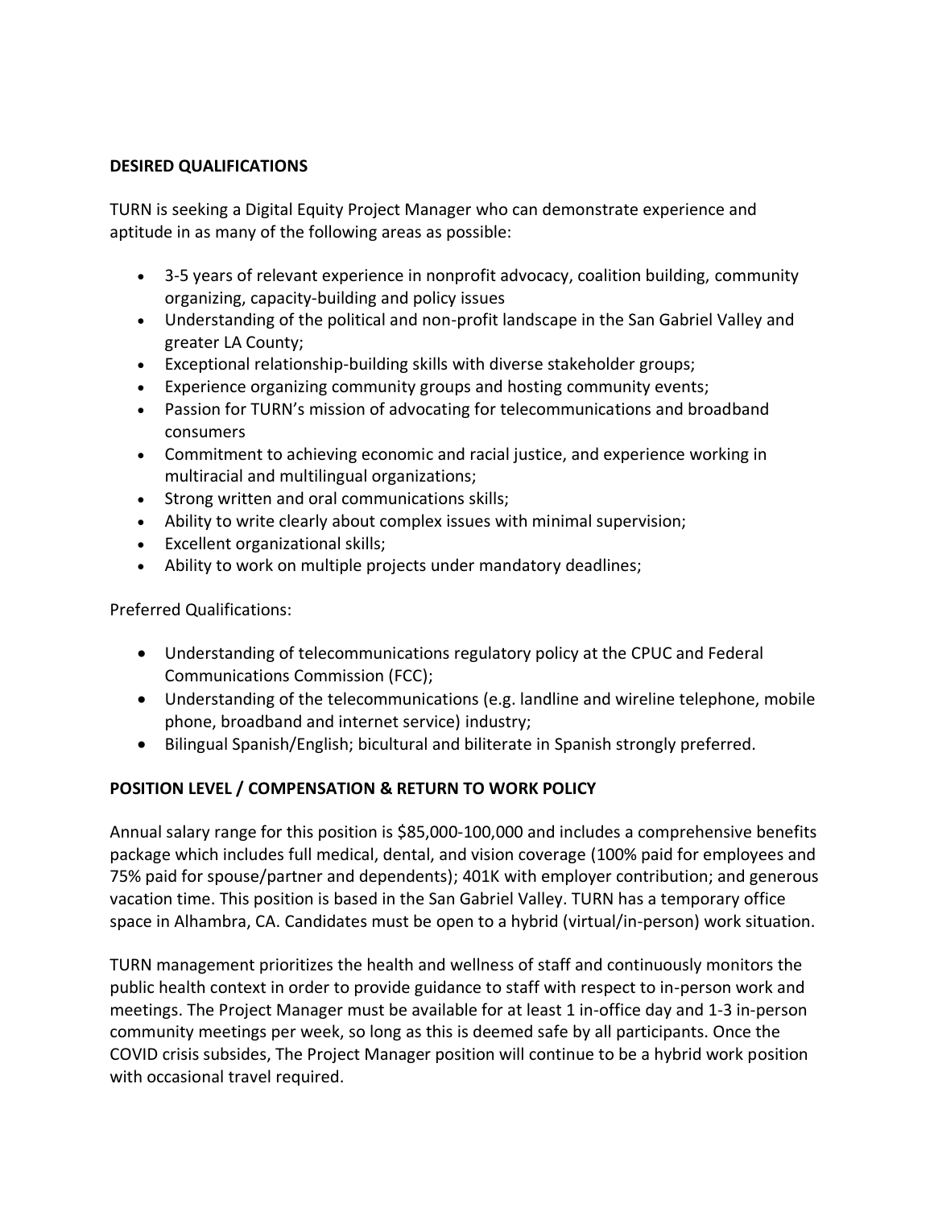## DESIRED QUALIFICATIONS

TURN is seeking a Digital Equity Project Manager who can demonstrate experience and aptitude in as many of the following areas as possible:

- 3-5 years of relevant experience in nonprofit advocacy, coalition building, community organizing, capacity-building and policy issues
- Understanding of the political and non-profit landscape in the San Gabriel Valley and greater LA County;
- Exceptional relationship-building skills with diverse stakeholder groups;
- Experience organizing community groups and hosting community events;
- Passion for TURN's mission of advocating for telecommunications and broadband consumers
- Commitment to achieving economic and racial justice, and experience working in multiracial and multilingual organizations;
- Strong written and oral communications skills;
- Ability to write clearly about complex issues with minimal supervision;
- Excellent organizational skills;
- Ability to work on multiple projects under mandatory deadlines;

Preferred Qualifications:

- Understanding of telecommunications regulatory policy at the CPUC and Federal Communications Commission (FCC);
- Understanding of the telecommunications (e.g. landline and wireline telephone, mobile phone, broadband and internet service) industry;
- Bilingual Spanish/English; bicultural and biliterate in Spanish strongly preferred.

## POSITION LEVEL / COMPENSATION & RETURN TO WORK POLICY

Annual salary range for this position is $85,000-100,000 and includes a comprehensive benefits package which includes full medical, dental, and vision coverage (100% paid for employees and 75% paid for spouse/partner and dependents); 401K with employer contribution; and generous vacation time. This position is based in the San Gabriel Valley. TURN has a temporary office space in Alhambra, CA. Candidates must be open to a hybrid (virtual/in-person) work situation.

TURN management prioritizes the health and wellness of staff and continuously monitors the public health context in order to provide guidance to staff with respect to in-person work and meetings. The Project Manager must be available for at least 1 in-office day and 1-3 in-person community meetings per week, so long as this is deemed safe by all participants. Once the COVID crisis subsides, The Project Manager position will continue to be a hybrid work position with occasional travel required.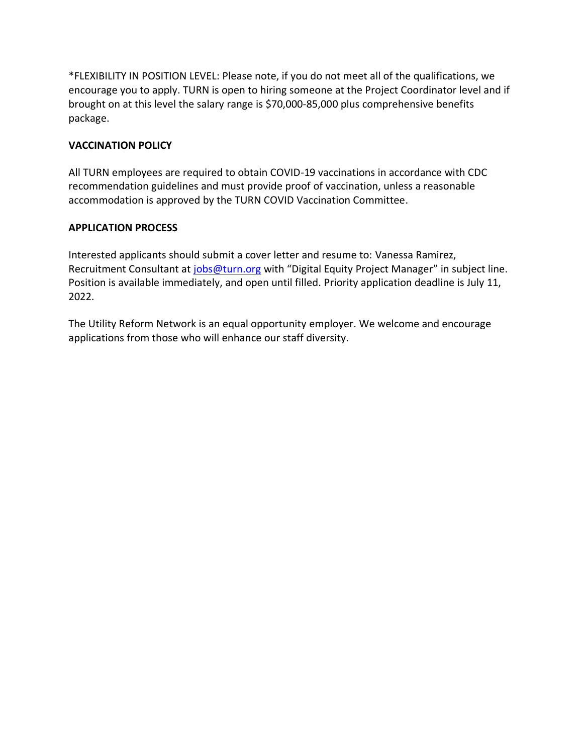*FLEXIBILITY IN POSITION LEVEL: Please note, if you do not meet all of the qualifications, we encourage you to apply. TURN is open to hiring someone at the Project Coordinator level and if brought on at this level the salary range is $70,000-85,000 plus comprehensive benefits package.

**VACCINATION POLICY**

All TURN employees are required to obtain COVID-19 vaccinations in accordance with CDC recommendation guidelines and must provide proof of vaccination, unless a reasonable accommodation is approved by the TURN COVID Vaccination Committee.

**APPLICATION PROCESS**

Interested applicants should submit a cover letter and resume to: Vanessa Ramirez, Recruitment Consultant at jobs@turn.org with "Digital Equity Project Manager" in subject line. Position is available immediately, and open until filled. Priority application deadline is July 11, 2022.

The Utility Reform Network is an equal opportunity employer. We welcome and encourage applications from those who will enhance our staff diversity.